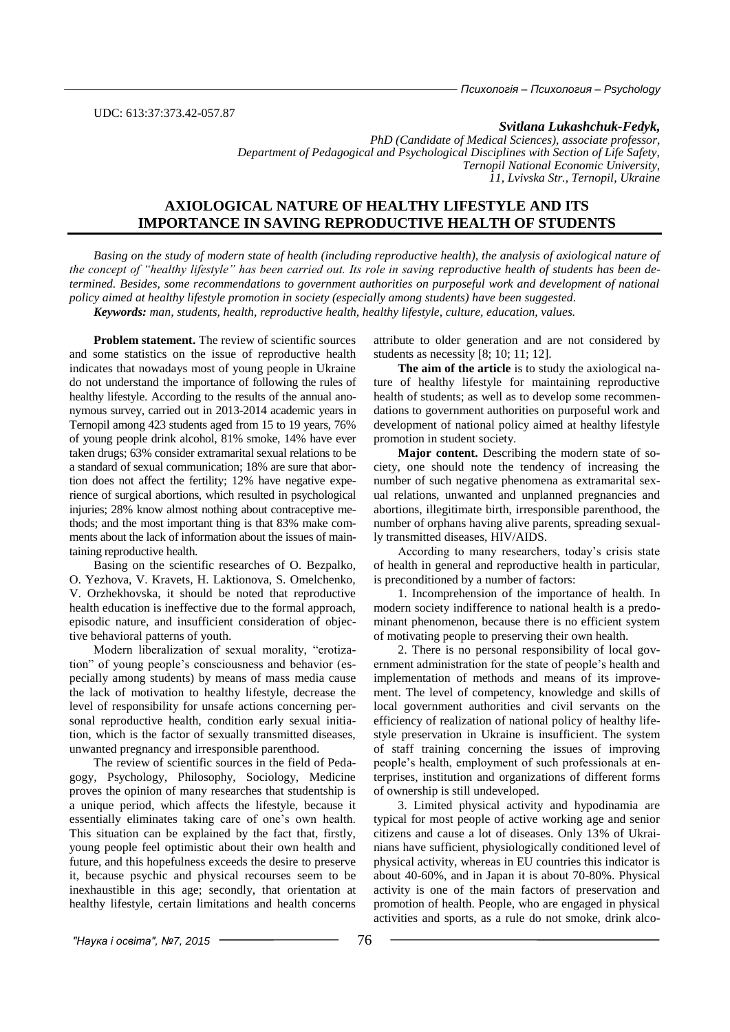UDC: 613:37:373.42-057.87

***Svitlana Lukashchuk-Fedyk,***
*PhD (Candidate of Medical Sciences), associate professor,*
*Department of Pedagogical and Psychological Disciplines with Section of Life Safety,*
*Ternopil National Economic University,*
*11, Lvivska Str., Ternopil, Ukraine*

# AXIOLOGICAL NATURE OF HEALTHY LIFESTYLE AND ITS IMPORTANCE IN SAVING REPRODUCTIVE HEALTH OF STUDENTS

*Basing on the study of modern state of health (including reproductive health), the analysis of axiological nature of the concept of "healthy lifestyle" has been carried out. Its role in saving reproductive health of students has been determined. Besides, some recommendations to government authorities on purposeful work and development of national policy aimed at healthy lifestyle promotion in society (especially among students) have been suggested.*

***Keywords:*** *man, students, health, reproductive health, healthy lifestyle, culture, education, values.*

**Problem statement.** The review of scientific sources and some statistics on the issue of reproductive health indicates that nowadays most of young people in Ukraine do not understand the importance of following the rules of healthy lifestyle. According to the results of the annual anonymous survey, carried out in 2013-2014 academic years in Ternopil among 423 students aged from 15 to 19 years, 76% of young people drink alcohol, 81% smoke, 14% have ever taken drugs; 63% consider extramarital sexual relations to be a standard of sexual communication; 18% are sure that abortion does not affect the fertility; 12% have negative experience of surgical abortions, which resulted in psychological injuries; 28% know almost nothing about contraceptive methods; and the most important thing is that 83% make comments about the lack of information about the issues of maintaining reproductive health.

Basing on the scientific researches of O. Bezpalko, O. Yezhova, V. Kravets, H. Laktionova, S. Omelchenko, V. Orzhekhovska, it should be noted that reproductive health education is ineffective due to the formal approach, episodic nature, and insufficient consideration of objective behavioral patterns of youth.

Modern liberalization of sexual morality, "erotization" of young people's consciousness and behavior (especially among students) by means of mass media cause the lack of motivation to healthy lifestyle, decrease the level of responsibility for unsafe actions concerning personal reproductive health, condition early sexual initiation, which is the factor of sexually transmitted diseases, unwanted pregnancy and irresponsible parenthood.

The review of scientific sources in the field of Pedagogy, Psychology, Philosophy, Sociology, Medicine proves the opinion of many researches that studentship is a unique period, which affects the lifestyle, because it essentially eliminates taking care of one's own health. This situation can be explained by the fact that, firstly, young people feel optimistic about their own health and future, and this hopefulness exceeds the desire to preserve it, because psychic and physical recourses seem to be inexhaustible in this age; secondly, that orientation at healthy lifestyle, certain limitations and health concerns attribute to older generation and are not considered by students as necessity [8; 10; 11; 12].

**The aim of the article** is to study the axiological nature of healthy lifestyle for maintaining reproductive health of students; as well as to develop some recommendations to government authorities on purposeful work and development of national policy aimed at healthy lifestyle promotion in student society.

**Major content.** Describing the modern state of society, one should note the tendency of increasing the number of such negative phenomena as extramarital sexual relations, unwanted and unplanned pregnancies and abortions, illegitimate birth, irresponsible parenthood, the number of orphans having alive parents, spreading sexually transmitted diseases, HIV/AIDS.

According to many researchers, today's crisis state of health in general and reproductive health in particular, is preconditioned by a number of factors:

1. Incomprehension of the importance of health. In modern society indifference to national health is a predominant phenomenon, because there is no efficient system of motivating people to preserving their own health.

2. There is no personal responsibility of local government administration for the state of people's health and implementation of methods and means of its improvement. The level of competency, knowledge and skills of local government authorities and civil servants on the efficiency of realization of national policy of healthy lifestyle preservation in Ukraine is insufficient. The system of staff training concerning the issues of improving people's health, employment of such professionals at enterprises, institution and organizations of different forms of ownership is still undeveloped.

3. Limited physical activity and hypodinamia are typical for most people of active working age and senior citizens and cause a lot of diseases. Only 13% of Ukrainians have sufficient, physiologically conditioned level of physical activity, whereas in EU countries this indicator is about 40-60%, and in Japan it is about 70-80%. Physical activity is one of the main factors of preservation and promotion of health. People, who are engaged in physical activities and sports, as a rule do not smoke, drink alco-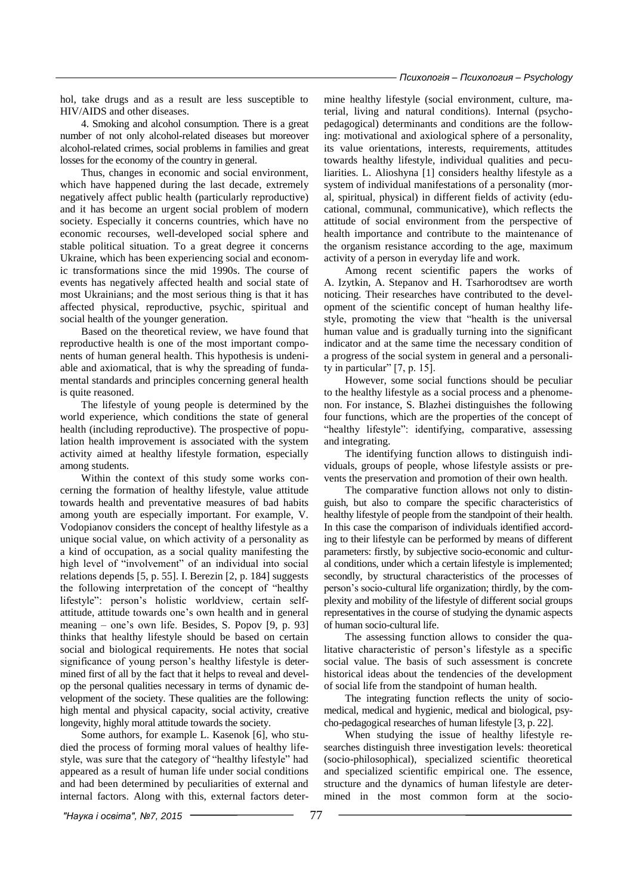hol, take drugs and as a result are less susceptible to HIV/AIDS and other diseases.

4. Smoking and alcohol consumption. There is a great number of not only alcohol-related diseases but moreover alcohol-related crimes, social problems in families and great losses for the economy of the country in general.

Thus, changes in economic and social environment, which have happened during the last decade, extremely negatively affect public health (particularly reproductive) and it has become an urgent social problem of modern society. Especially it concerns countries, which have no economic recourses, well-developed social sphere and stable political situation. To a great degree it concerns Ukraine, which has been experiencing social and economic transformations since the mid 1990s. The course of events has negatively affected health and social state of most Ukrainians; and the most serious thing is that it has affected physical, reproductive, psychic, spiritual and social health of the younger generation.

Based on the theoretical review, we have found that reproductive health is one of the most important components of human general health. This hypothesis is undeniable and axiomatical, that is why the spreading of fundamental standards and principles concerning general health is quite reasoned.

The lifestyle of young people is determined by the world experience, which conditions the state of general health (including reproductive). The prospective of population health improvement is associated with the system activity aimed at healthy lifestyle formation, especially among students.

Within the context of this study some works concerning the formation of healthy lifestyle, value attitude towards health and preventative measures of bad habits among youth are especially important. For example, V. Vodopianov considers the concept of healthy lifestyle as a unique social value, on which activity of a personality as a kind of occupation, as a social quality manifesting the high level of "involvement" of an individual into social relations depends [5, p. 55]. I. Berezin [2, p. 184] suggests the following interpretation of the concept of "healthy lifestyle": person's holistic worldview, certain self-attitude, attitude towards one's own health and in general meaning – one's own life. Besides, S. Popov [9, p. 93] thinks that healthy lifestyle should be based on certain social and biological requirements. He notes that social significance of young person's healthy lifestyle is determined first of all by the fact that it helps to reveal and develop the personal qualities necessary in terms of dynamic development of the society. These qualities are the following: high mental and physical capacity, social activity, creative longevity, highly moral attitude towards the society.

Some authors, for example L. Kasenok [6], who studied the process of forming moral values of healthy lifestyle, was sure that the category of "healthy lifestyle" had appeared as a result of human life under social conditions and had been determined by peculiarities of external and internal factors. Along with this, external factors determine healthy lifestyle (social environment, culture, material, living and natural conditions). Internal (psycho-pedagogical) determinants and conditions are the following: motivational and axiological sphere of a personality, its value orientations, interests, requirements, attitudes towards healthy lifestyle, individual qualities and peculiarities. L. Alioshyna [1] considers healthy lifestyle as a system of individual manifestations of a personality (moral, spiritual, physical) in different fields of activity (educational, communal, communicative), which reflects the attitude of social environment from the perspective of health importance and contribute to the maintenance of the organism resistance according to the age, maximum activity of a person in everyday life and work.

Among recent scientific papers the works of A. Izytkin, A. Stepanov and H. Tsarhorodtsev are worth noticing. Their researches have contributed to the development of the scientific concept of human healthy lifestyle, promoting the view that "health is the universal human value and is gradually turning into the significant indicator and at the same time the necessary condition of a progress of the social system in general and a personality in particular" [7, p. 15].

However, some social functions should be peculiar to the healthy lifestyle as a social process and a phenomenon. For instance, S. Blazhei distinguishes the following four functions, which are the properties of the concept of "healthy lifestyle": identifying, comparative, assessing and integrating.

The identifying function allows to distinguish individuals, groups of people, whose lifestyle assists or prevents the preservation and promotion of their own health.

The comparative function allows not only to distinguish, but also to compare the specific characteristics of healthy lifestyle of people from the standpoint of their health. In this case the comparison of individuals identified according to their lifestyle can be performed by means of different parameters: firstly, by subjective socio-economic and cultural conditions, under which a certain lifestyle is implemented; secondly, by structural characteristics of the processes of person's socio-cultural life organization; thirdly, by the complexity and mobility of the lifestyle of different social groups representatives in the course of studying the dynamic aspects of human socio-cultural life.

The assessing function allows to consider the qualitative characteristic of person's lifestyle as a specific social value. The basis of such assessment is concrete historical ideas about the tendencies of the development of social life from the standpoint of human health.

The integrating function reflects the unity of socio-medical, medical and hygienic, medical and biological, psycho-pedagogical researches of human lifestyle [3, p. 22].

When studying the issue of healthy lifestyle researches distinguish three investigation levels: theoretical (socio-philosophical), specialized scientific theoretical and specialized scientific empirical one. The essence, structure and the dynamics of human lifestyle are determined in the most common form at the socio-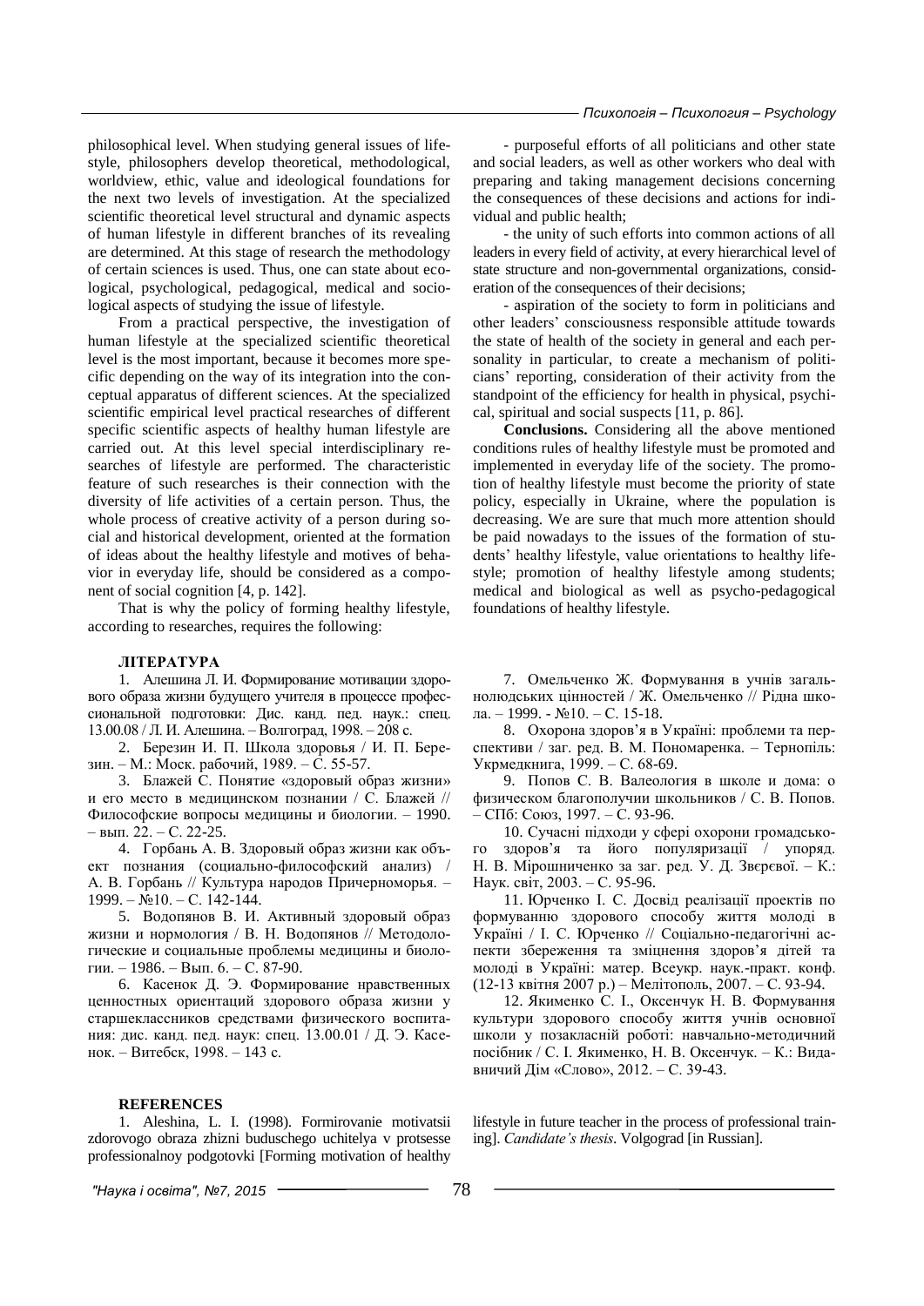philosophical level. When studying general issues of lifestyle, philosophers develop theoretical, methodological, worldview, ethic, value and ideological foundations for the next two levels of investigation. At the specialized scientific theoretical level structural and dynamic aspects of human lifestyle in different branches of its revealing are determined. At this stage of research the methodology of certain sciences is used. Thus, one can state about ecological, psychological, pedagogical, medical and sociological aspects of studying the issue of lifestyle.

From a practical perspective, the investigation of human lifestyle at the specialized scientific theoretical level is the most important, because it becomes more specific depending on the way of its integration into the conceptual apparatus of different sciences. At the specialized scientific empirical level practical researches of different specific scientific aspects of healthy human lifestyle are carried out. At this level special interdisciplinary researches of lifestyle are performed. The characteristic feature of such researches is their connection with the diversity of life activities of a certain person. Thus, the whole process of creative activity of a person during social and historical development, oriented at the formation of ideas about the healthy lifestyle and motives of behavior in everyday life, should be considered as a component of social cognition [4, p. 142].

That is why the policy of forming healthy lifestyle, according to researches, requires the following:

- purposeful efforts of all politicians and other state and social leaders, as well as other workers who deal with preparing and taking management decisions concerning the consequences of these decisions and actions for individual and public health;

- the unity of such efforts into common actions of all leaders in every field of activity, at every hierarchical level of state structure and non-governmental organizations, consideration of the consequences of their decisions;

- aspiration of the society to form in politicians and other leaders' consciousness responsible attitude towards the state of health of the society in general and each personality in particular, to create a mechanism of politicians' reporting, consideration of their activity from the standpoint of the efficiency for health in physical, psychical, spiritual and social suspects [11, p. 86].

**Conclusions.** Considering all the above mentioned conditions rules of healthy lifestyle must be promoted and implemented in everyday life of the society. The promotion of healthy lifestyle must become the priority of state policy, especially in Ukraine, where the population is decreasing. We are sure that much more attention should be paid nowadays to the issues of the formation of students' healthy lifestyle, value orientations to healthy lifestyle; promotion of healthy lifestyle among students; medical and biological as well as psycho-pedagogical foundations of healthy lifestyle.

**ЛІТЕРАТУРА**

1. Алешина Л. И. Формирование мотивации здорового образа жизни будущего учителя в процессе профессиональной подготовки: Дис. канд. пед. наук.: спец. 13.00.08 / Л. И. Алешина. – Волгоград, 1998. – 208 с.

2. Березин И. П. Школа здоровья / И. П. Березин. – М.: Моск. рабочий, 1989. – С. 55-57.

3. Блажей С. Понятие «здоровый образ жизни» и его место в медицинском познании / С. Блажей // Философские вопросы медицины и биологии. – 1990. – вып. 22. – С. 22-25.

4. Горбань А. В. Здоровый образ жизни как объект познания (социально-философский анализ) / А. В. Горбань // Культура народов Причерноморья. – 1999. – №10. – С. 142-144.

5. Водопянов В. И. Активный здоровый образ жизни и нормология / В. Н. Водопянов // Методологические и социальные проблемы медицины и биологии. – 1986. – Вып. 6. – С. 87-90.

6. Касенок Д. Э. Формирование нравственных ценностных ориентаций здорового образа жизни у старшеклассников средствами физического воспитания: дис. канд. пед. наук: спец. 13.00.01 / Д. Э. Касенок. – Витебск, 1998. – 143 с.

7. Омельченко Ж. Формування в учнів загальнолюдських цінностей / Ж. Омельченко // Рідна школа. – 1999. - №10. – С. 15-18.

8. Охорона здоров'я в Україні: проблеми та перспективи / заг. ред. В. М. Пономаренка. – Тернопіль: Укрмедкнига, 1999. – С. 68-69.

9. Попов С. В. Валеология в школе и дома: о физическом благополучии школьников / С. В. Попов. – СПб: Союз, 1997. – С. 93-96.

10. Сучасні підходи у сфері охорони громадського здоров'я та його популяризації / упоряд. Н. В. Мірошниченко за заг. ред. У. Д. Звєрєвої. – К.: Наук. світ, 2003. – С. 95-96.

11. Юрченко І. С. Досвід реалізації проектів по формуванню здорового способу життя молоді в Україні / І. С. Юрченко // Соціально-педагогічні аспекти збереження та зміцнення здоров'я дітей та молоді в Україні: матер. Всеукр. наук.-практ. конф. (12-13 квітня 2007 р.) – Мелітополь, 2007. – С. 93-94.

12. Якименко С. І., Оксенчук Н. В. Формування культури здорового способу життя учнів основної школи у позакласній роботі: навчально-методичний посібник / С. І. Якименко, Н. В. Оксенчук. – К.: Видавничий Дім «Слово», 2012. – С. 39-43.

**REFERENCES**

1. Aleshina, L. I. (1998). Formirovanie motivatsii zdorovogo obraza zhizni buduschego uchitelya v protsesse professionalnoy podgotovki [Forming motivation of healthy lifestyle in future teacher in the process of professional training]. *Candidate's thesis*. Volgograd [in Russian].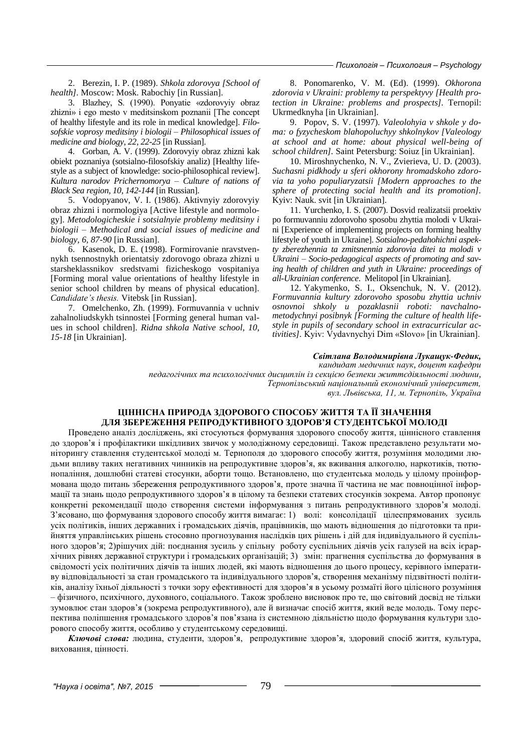2. Berezin, I. P. (1989). *Shkola zdorovya [School of health]*. Moscow: Mosk. Rabochiy [in Russian].

3. Blazhey, S. (1990). Ponyatie «zdorovyiy obraz zhizni» i ego mesto v meditsinskom poznanii [The concept of healthy lifestyle and its role in medical knowledge]. *Filosofskie voprosy meditsiny i biologii – Philosophical issues of medicine and biology, 22, 22-25* [in Russian].

4. Gorban, A. V. (1999). Zdorovyiy obraz zhizni kak obiekt poznaniya (sotsialno-filosofskiy analiz) [Healthy lifestyle as a subject of knowledge: socio-philosophical review]. *Kultura narodov Prichernomorya – Culture of nations of Black Sea region, 10, 142-144* [in Russian].

5. Vodopyanov, V. I. (1986). Aktivnyiy zdorovyiy obraz zhizni i normologiya [Active lifestyle and normology]. *Metodologicheskie i sotsialnyie problemy meditsiny i biologii – Methodical and social issues of medicine and biology, 6, 87-90* [in Russian].

6. Kasenok, D. E. (1998). Formirovanie nravstvennykh tsennostnykh orientatsiy zdorovogo obraza zhizni u starsheklassnikov sredstvami fizicheskogo vospitaniya [Forming moral value orientations of healthy lifestyle in senior school children by means of physical education]. *Candidate's thesis.* Vitebsk [in Russian].

7. Omelchenko, Zh. (1999). Formuvannia v uchniv zahalnoliudskykh tsinnostei [Forming general human values in school children]. *Ridna shkola Native school, 10, 15-18* [in Ukrainian].

8. Ponomarenko, V. M. (Ed). (1999). *Okhorona zdorovia v Ukraini: problemy ta perspektyvy [Health protection in Ukraine: problems and prospects]*. Ternopil: Ukrmedknyha [in Ukrainian].

9. Popov, S. V. (1997). *Valeolohyia v shkole y doma: o fyzycheskom blahopoluchyy shkolnykov [Valeology at school and at home: about physical well-being of school children]*. Saint Petersburg: Soiuz [in Ukrainian].

10. Miroshnychenko, N. V., Zvierieva, U. D. (2003). *Suchasni pidkhody u sferi okhorony hromadskoho zdorovia ta yoho populiaryzatsii [Modern approaches to the sphere of protecting social health and its promotion]*. Kyiv: Nauk. svit [in Ukrainian].

11. Yurchenko, I. S. (2007). Dosvid realizatsii proektiv po formuvanniu zdorovoho sposobu zhyttia molodi v Ukraini [Experience of implementing projects on forming healthy lifestyle of youth in Ukraine]. *Sotsialno-pedahohichni aspekty zberezhennia ta zmitsnennia zdorovia ditei ta molodi v Ukraini – Socio-pedagogical aspects of promoting and saving health of children and yuth in Ukraine: proceedings of all-Ukrainian conference*. Melitopol [in Ukrainian].

12. Yakymenko, S. I., Oksenchuk, N. V. (2012). *Formuvannia kultury zdorovoho sposobu zhyttia uchniv osnovnoi shkoly u pozaklasnii roboti: navchalno-metodychnyi posibnyk [Forming the culture of health lifestyle in pupils of secondary school in extracurricular activities]*. Kyiv: Vydavnychyi Dim «Slovo» [in Ukrainian].

***Світлана Володимирівна Лукащук-Федик,***
*кандидат медичних наук, доцент кафедри педагогічних та психологічних дисциплін із секцією безпеки життєдіяльності людини, Тернопільський національний економічний університет, вул. Львівська, 11, м. Тернопіль, Україна*

## ЦІННІСНА ПРИРОДА ЗДОРОВОГО СПОСОБУ ЖИТТЯ ТА ЇЇ ЗНАЧЕННЯ ДЛЯ ЗБЕРЕЖЕННЯ РЕПРОДУКТИВНОГО ЗДОРОВ'Я СТУДЕНТСЬКОЇ МОЛОДІ

Проведено аналіз досліджень, які стосуються формування здорового способу життя, ціннісного ставлення до здоров'я і профілактики шкідливих звичок у молодіжному середовищі. Також представлено результати моніторингу ставлення студентської молоді м. Тернополя до здорового способу життя, розуміння молодими людьми впливу таких негативних чинників на репродуктивне здоров'я, як вживання алкоголю, наркотиків, тютюнопаління, дошлюбні статеві стосунки, аборти тощо. Встановлено, що студентська молодь у цілому проінформована щодо питань збереження репродуктивного здоров'я, проте значна її частина не має повноцінної інформації та знань щодо репродуктивного здоров'я в цілому та безпеки статевих стосунків зокрема. Автор пропонує конкретні рекомендації щодо створення системи інформування з питань репродуктивного здоров'я молоді. З'ясовано, що формування здорового способу життя вимагає: 1) волі: консолідації цілеспрямованих зусиль усіх політиків, інших державних і громадських діячів, працівників, що мають відношення до підготовки та прийняття управлінських рішень стосовно прогнозування наслідків цих рішень і дій для індивідуального й суспільного здоров'я; 2)рішучих дій: поєднання зусиль у спільну роботу суспільних діячів усіх галузей на всіх ієрархічних рівнях державної структури і громадських організацій; 3) змін: прагнення суспільства до формування в свідомості усіх політичних діячів та інших людей, які мають відношення до цього процесу, керівного імперативу відповідальності за стан громадського та індивідуального здоров'я, створення механізму підзвітності політиків, аналізу їхньої діяльності з точки зору ефективності для здоров'я в усьому розмаїті його цілісного розуміння – фізичного, психічного, духовного, соціального. Також зроблено висновок про те, що світовий досвід не тільки зумовлює стан здоров'я (зокрема репродуктивного), але й визначає спосіб життя, який веде молодь. Тому перспектива поліпшення громадського здоров'я пов'язана із системною діяльністю щодо формування культури здорового способу життя, особливо у студентському середовищі.

***Ключові слова:*** людина, студенти, здоров'я, репродуктивне здоров'я, здоровий спосіб життя, культура, виховання, цінності.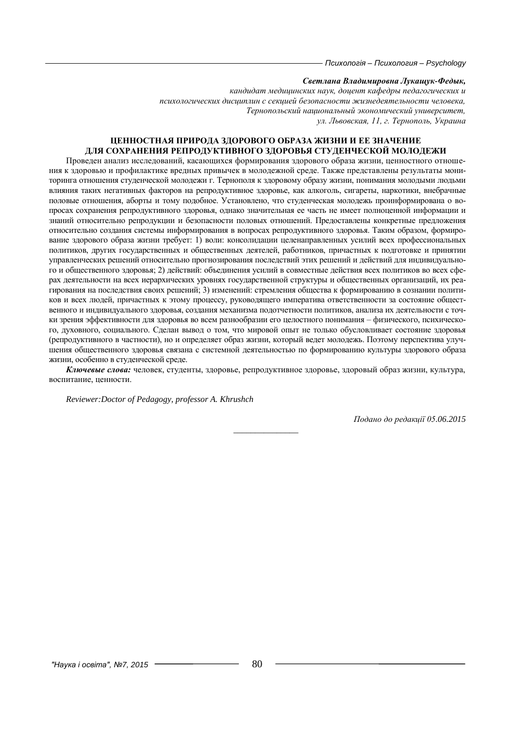***Светлана Владимировна Лукащук-Федык,***
*кандидат медицинских наук, доцент кафедры педагогических и психологических дисциплин с секцией безопасности жизнедеятельности человека,*
*Тернопольский национальный экономический университет,*
*ул. Львовская, 11, г. Тернополь, Украина*

## ЦЕННОСТНАЯ ПРИРОДА ЗДОРОВОГО ОБРАЗА ЖИЗНИ И ЕЕ ЗНАЧЕНИЕ ДЛЯ СОХРАНЕНИЯ РЕПРОДУКТИВНОГО ЗДОРОВЬЯ СТУДЕНЧЕСКОЙ МОЛОДЕЖИ

Проведен анализ исследований, касающихся формирования здорового образа жизни, ценностного отношения к здоровью и профилактике вредных привычек в молодежной среде. Также представлены результаты мониторинга отношения студенческой молодежи г. Тернополя к здоровому образу жизни, понимания молодыми людьми влияния таких негативных факторов на репродуктивное здоровье, как алкоголь, сигареты, наркотики, внебрачные половые отношения, аборты и тому подобное. Установлено, что студенческая молодежь проинформирована о вопросах сохранения репродуктивного здоровья, однако значительная ее часть не имеет полноценной информации и знаний относительно репродукции и безопасности половых отношений. Предоставлены конкретные предложения относительно создания системы информирования в вопросах репродуктивного здоровья. Таким образом, формирование здорового образа жизни требует: 1) воли: консолидации целенаправленных усилий всех профессиональных политиков, других государственных и общественных деятелей, работников, причастных к подготовке и принятии управленческих решений относительно прогнозирования последствий этих решений и действий для индивидуального и общественного здоровья; 2) действий: объединения усилий в совместные действия всех политиков во всех сферах деятельности на всех иерархических уровнях государственной структуры и общественных организаций, их реагирования на последствия своих решений; 3) изменений: стремления общества к формированию в сознании политиков и всех людей, причастных к этому процессу, руководящего императива ответственности за состояние общественного и индивидуального здоровья, создания механизма подотчетности политиков, анализа их деятельности с точки зрения эффективности для здоровья во всем разнообразии его целостного понимания – физического, психического, духовного, социального. Сделан вывод о том, что мировой опыт не только обусловливает состояние здоровья (репродуктивного в частности), но и определяет образ жизни, который ведет молодежь. Поэтому перспектива улучшения общественного здоровья связана с системной деятельностью по формированию культуры здорового образа жизни, особенно в студенческой среде.

***Ключевые слова:*** человек, студенты, здоровье, репродуктивное здоровье, здоровый образ жизни, культура, воспитание, ценности.

*Reviewer:Doctor of Pedagogy, professor A. Khrushch*

*Подано до редакції 05.06.2015*